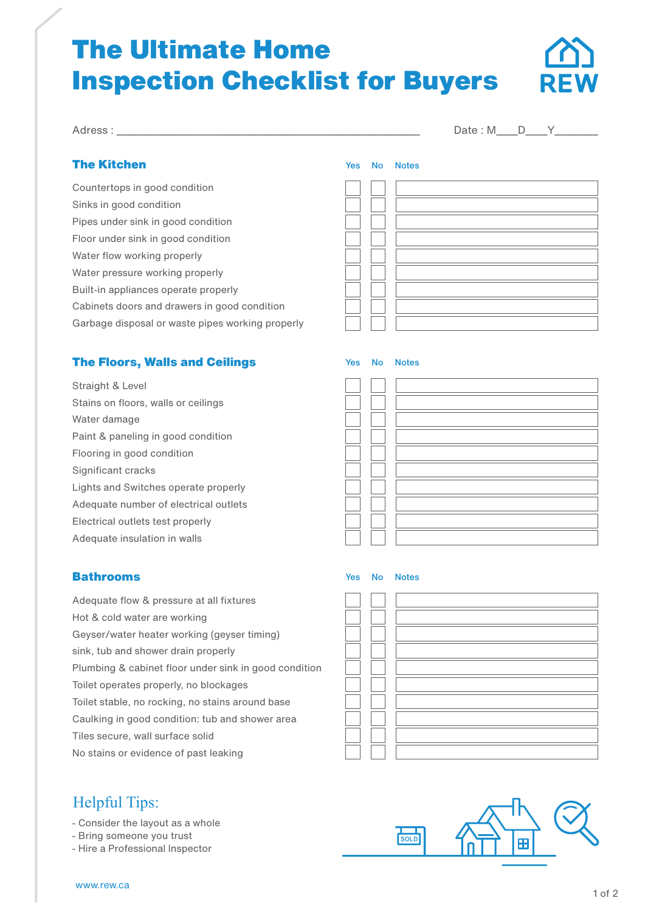# The Ultimate Home Inspection Checklist for Buyers

REW

Adress : ________________________________________________ Date : M____D____Y_______

## The Kitchen

| | Yes | No | Notes |
|---|---|---|---|
| Countertops in good condition | | | |
| Sinks in good condition | | | |
| Pipes under sink in good condition | | | |
| Floor under sink in good condition | | | |
| Water flow working properly | | | |
| Water pressure working properly | | | |
| Built-in appliances operate properly | | | |
| Cabinets doors and drawers in good condition | | | |
| Garbage disposal or waste pipes working properly | | | |

## The Floors, Walls and Ceilings

| | Yes | No | Notes |
|---|---|---|---|
| Straight & Level | | | |
| Stains on floors, walls or ceilings | | | |
| Water damage | | | |
| Paint & paneling in good condition | | | |
| Flooring in good condition | | | |
| Significant cracks | | | |
| Lights and Switches operate properly | | | |
| Adequate number of electrical outlets | | | |
| Electrical outlets test properly | | | |
| Adequate insulation in walls | | | |

## Bathrooms

| | Yes | No | Notes |
|---|---|---|---|
| Adequate flow & pressure at all fixtures | | | |
| Hot & cold water are working | | | |
| Geyser/water heater working (geyser timing) | | | |
| sink, tub and shower drain properly | | | |
| Plumbing & cabinet floor under sink in good condition | | | |
| Toilet operates properly, no blockages | | | |
| Toilet stable, no rocking, no stains around base | | | |
| Caulking in good condition: tub and shower area | | | |
| Tiles secure, wall surface solid | | | |
| No stains or evidence of past leaking | | | |

## Helpful Tips:

- Consider the layout as a whole
- Bring someone you trust
- Hire a Professional Inspector

www.rew.ca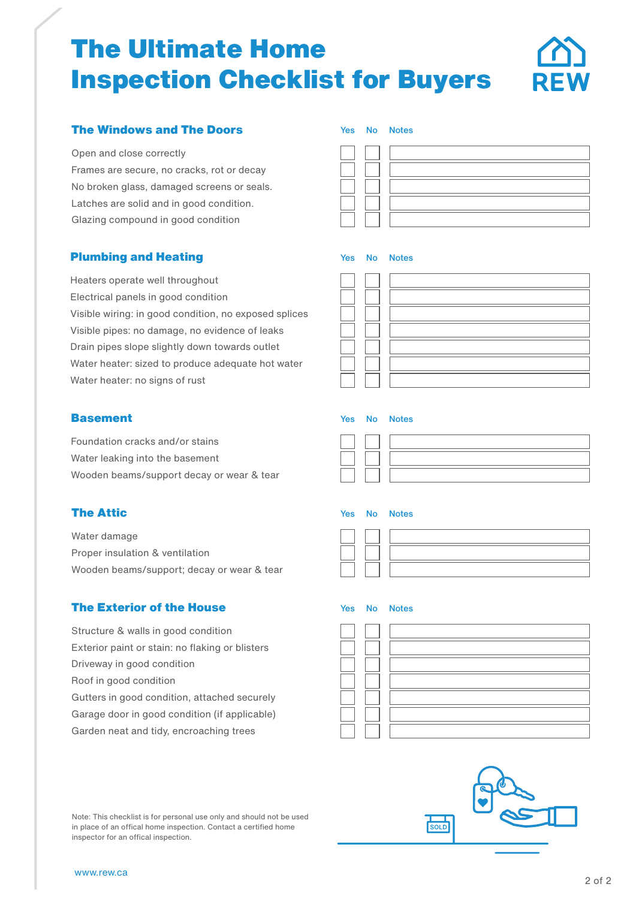# The Ultimate Home Inspection Checklist for Buyers

REW

## The Windows and The Doors

| | Yes | No | Notes |
|---|---|---|---|
| Open and close correctly | | | |
| Frames are secure, no cracks, rot or decay | | | |
| No broken glass, damaged screens or seals. | | | |
| Latches are solid and in good condition. | | | |
| Glazing compound in good condition | | | |

## Plumbing and Heating

| | Yes | No | Notes |
|---|---|---|---|
| Heaters operate well throughout | | | |
| Electrical panels in good condition | | | |
| Visible wiring: in good condition, no exposed splices | | | |
| Visible pipes: no damage, no evidence of leaks | | | |
| Drain pipes slope slightly down towards outlet | | | |
| Water heater: sized to produce adequate hot water | | | |
| Water heater: no signs of rust | | | |

## Basement

| | Yes | No | Notes |
|---|---|---|---|
| Foundation cracks and/or stains | | | |
| Water leaking into the basement | | | |
| Wooden beams/support decay or wear & tear | | | |

## The Attic

| | Yes | No | Notes |
|---|---|---|---|
| Water damage | | | |
| Proper insulation & ventilation | | | |
| Wooden beams/support; decay or wear & tear | | | |

## The Exterior of the House

| | Yes | No | Notes |
|---|---|---|---|
| Structure & walls in good condition | | | |
| Exterior paint or stain: no flaking or blisters | | | |
| Driveway in good condition | | | |
| Roof in good condition | | | |
| Gutters in good condition, attached securely | | | |
| Garage door in good condition (if applicable) | | | |
| Garden neat and tidy, encroaching trees | | | |

Note: This checklist is for personal use only and should not be used in place of an offical home inspection. Contact a certified home inspector for an offical inspection.

SOLD

www.rew.ca